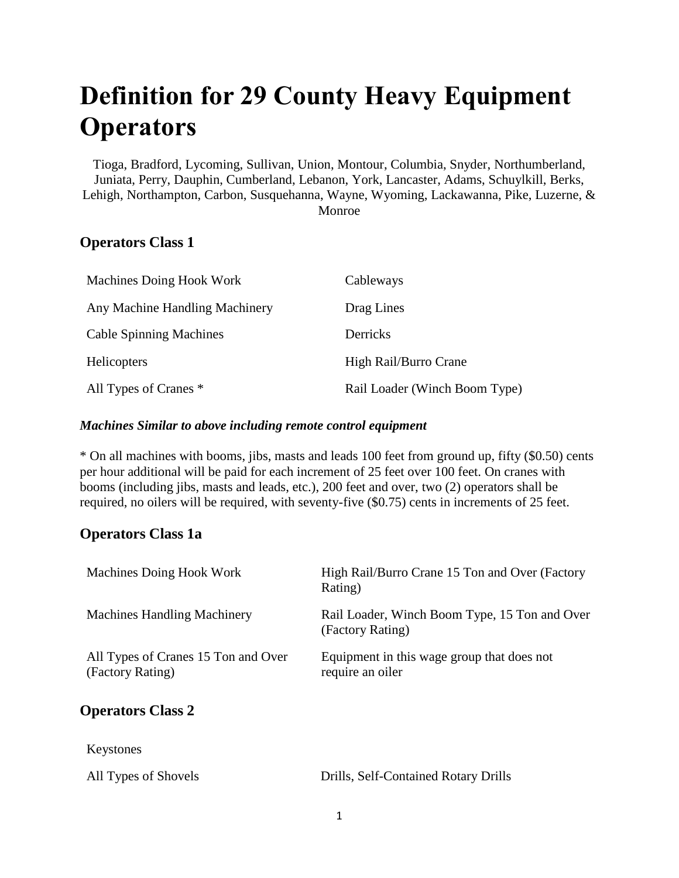# Definition for 29 County Heavy Equipment Operators

Tioga, Bradford, Lycoming, Sullivan, Union, Montour, Columbia, Snyder, Northumberland, Juniata, Perry, Dauphin, Cumberland, Lebanon, York, Lancaster, Adams, Schuylkill, Berks, Lehigh, Northampton, Carbon, Susquehanna, Wayne, Wyoming, Lackawanna, Pike, Luzerne, & Monroe

## Operators Class 1

| | |
|---|---|
| Machines Doing Hook Work | Cableways |
| Any Machine Handling Machinery | Drag Lines |
| Cable Spinning Machines | Derricks |
| Helicopters | High Rail/Burro Crane |
| All Types of Cranes * | Rail Loader (Winch Boom Type) |

***Machines Similar to above including remote control equipment***

* On all machines with booms, jibs, masts and leads 100 feet from ground up, fifty ($0.50) cents per hour additional will be paid for each increment of 25 feet over 100 feet. On cranes with booms (including jibs, masts and leads, etc.), 200 feet and over, two (2) operators shall be required, no oilers will be required, with seventy-five ($0.75) cents in increments of 25 feet.

## Operators Class 1a

| | |
|---|---|
| Machines Doing Hook Work | High Rail/Burro Crane 15 Ton and Over (Factory Rating) |
| Machines Handling Machinery | Rail Loader, Winch Boom Type, 15 Ton and Over (Factory Rating) |
| All Types of Cranes 15 Ton and Over (Factory Rating) | Equipment in this wage group that does not require an oiler |

## Operators Class 2

| | |
|---|---|
| Keystones | |
| All Types of Shovels | Drills, Self-Contained Rotary Drills |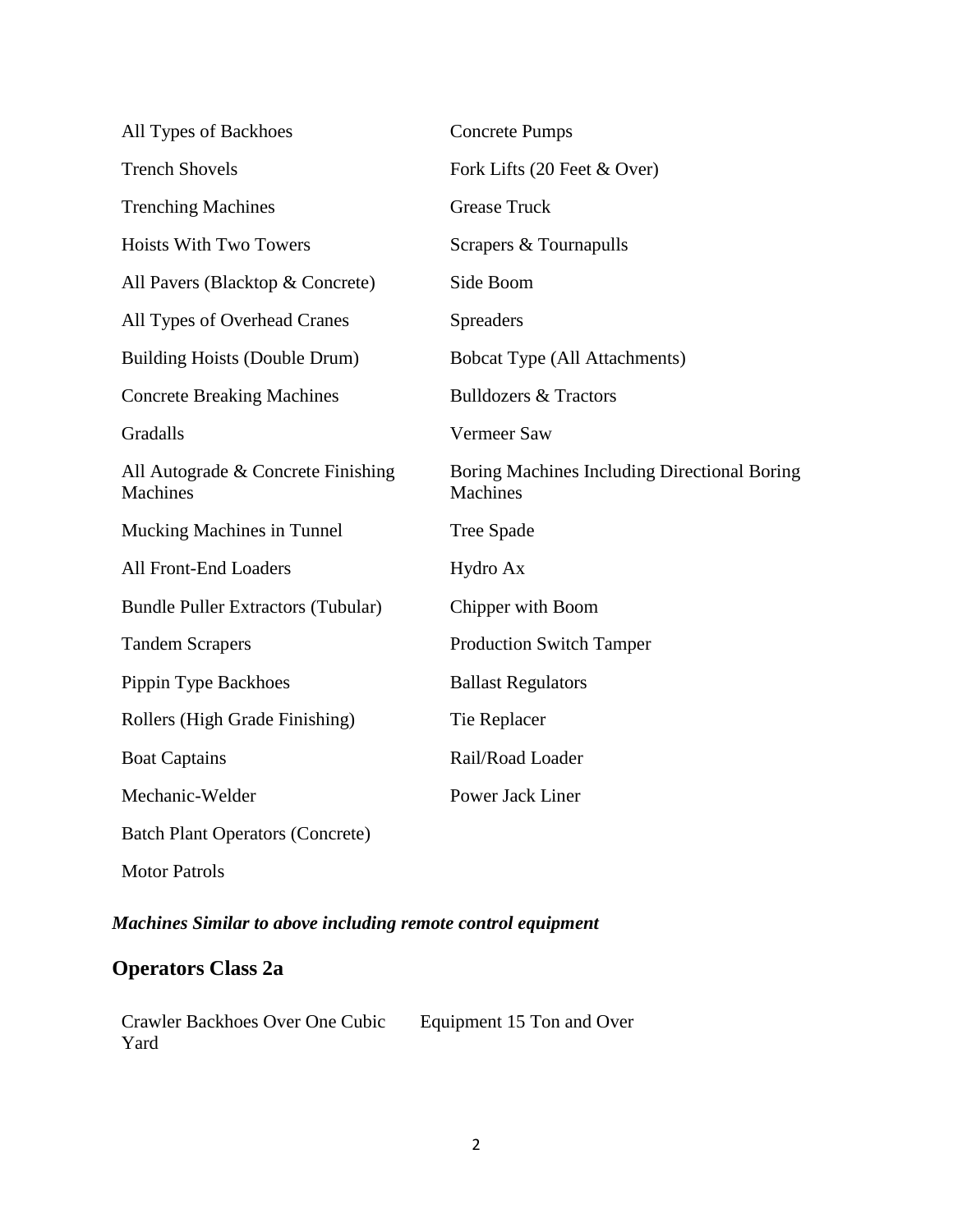- All Types of Backhoes
- Trench Shovels
- Trenching Machines
- Hoists With Two Towers
- All Pavers (Blacktop & Concrete)
- All Types of Overhead Cranes
- Building Hoists (Double Drum)
- Concrete Breaking Machines
- Gradalls
- All Autograde & Concrete Finishing Machines
- Mucking Machines in Tunnel
- All Front-End Loaders
- Bundle Puller Extractors (Tubular)
- Tandem Scrapers
- Pippin Type Backhoes
- Rollers (High Grade Finishing)
- Boat Captains
- Mechanic-Welder
- Batch Plant Operators (Concrete)
- Motor Patrols
- Concrete Pumps
- Fork Lifts (20 Feet & Over)
- Grease Truck
- Scrapers & Tournapulls
- Side Boom
- Spreaders
- Bobcat Type (All Attachments)
- Bulldozers & Tractors
- Vermeer Saw
- Boring Machines Including Directional Boring Machines
- Tree Spade
- Hydro Ax
- Chipper with Boom
- Production Switch Tamper
- Ballast Regulators
- Tie Replacer
- Rail/Road Loader
- Power Jack Liner

***Machines Similar to above including remote control equipment***

## Operators Class 2a

- Crawler Backhoes Over One Cubic Yard
- Equipment 15 Ton and Over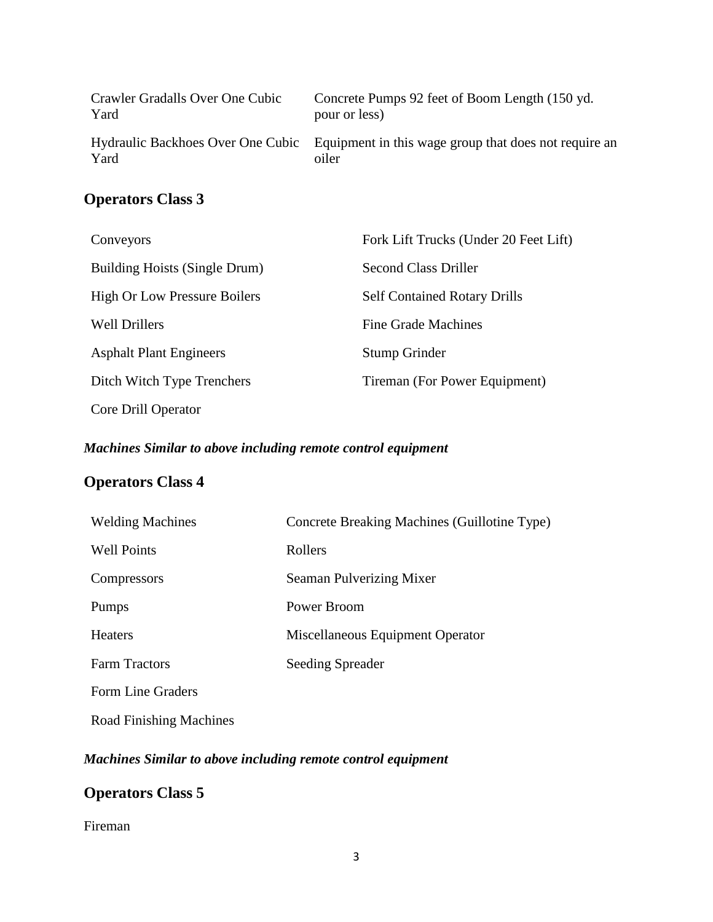| | |
|---|---|
| Crawler Gradalls Over One Cubic Yard | Concrete Pumps 92 feet of Boom Length (150 yd. pour or less) |
| Hydraulic Backhoes Over One Cubic Yard | Equipment in this wage group that does not require an oiler |

## Operators Class 3

| | |
|---|---|
| Conveyors | Fork Lift Trucks (Under 20 Feet Lift) |
| Building Hoists (Single Drum) | Second Class Driller |
| High Or Low Pressure Boilers | Self Contained Rotary Drills |
| Well Drillers | Fine Grade Machines |
| Asphalt Plant Engineers | Stump Grinder |
| Ditch Witch Type Trenchers | Tireman (For Power Equipment) |
| Core Drill Operator | |

***Machines Similar to above including remote control equipment***

## Operators Class 4

| | |
|---|---|
| Welding Machines | Concrete Breaking Machines (Guillotine Type) |
| Well Points | Rollers |
| Compressors | Seaman Pulverizing Mixer |
| Pumps | Power Broom |
| Heaters | Miscellaneous Equipment Operator |
| Farm Tractors | Seeding Spreader |
| Form Line Graders | |
| Road Finishing Machines | |

***Machines Similar to above including remote control equipment***

## Operators Class 5

Fireman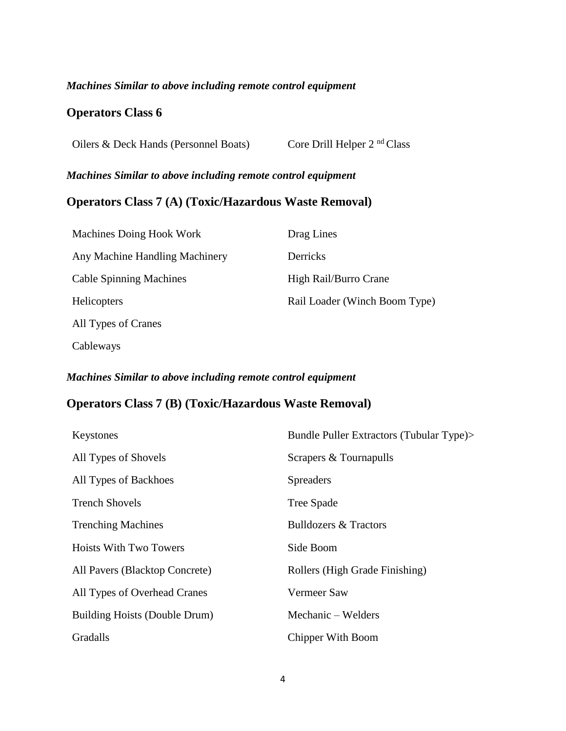*Machines Similar to above including remote control equipment*

## Operators Class 6

| | |
|---|---|
| Oilers & Deck Hands (Personnel Boats) | Core Drill Helper 2[nd] Class |

*Machines Similar to above including remote control equipment*

## Operators Class 7 (A) (Toxic/Hazardous Waste Removal)

| | |
|---|---|
| Machines Doing Hook Work | Drag Lines |
| Any Machine Handling Machinery | Derricks |
| Cable Spinning Machines | High Rail/Burro Crane |
| Helicopters | Rail Loader (Winch Boom Type) |
| All Types of Cranes | |
| Cableways | |

*Machines Similar to above including remote control equipment*

## Operators Class 7 (B) (Toxic/Hazardous Waste Removal)

| | |
|---|---|
| Keystones | Bundle Puller Extractors (Tubular Type)> |
| All Types of Shovels | Scrapers & Tournapulls |
| All Types of Backhoes | Spreaders |
| Trench Shovels | Tree Spade |
| Trenching Machines | Bulldozers & Tractors |
| Hoists With Two Towers | Side Boom |
| All Pavers (Blacktop Concrete) | Rollers (High Grade Finishing) |
| All Types of Overhead Cranes | Vermeer Saw |
| Building Hoists (Double Drum) | Mechanic – Welders |
| Gradalls | Chipper With Boom |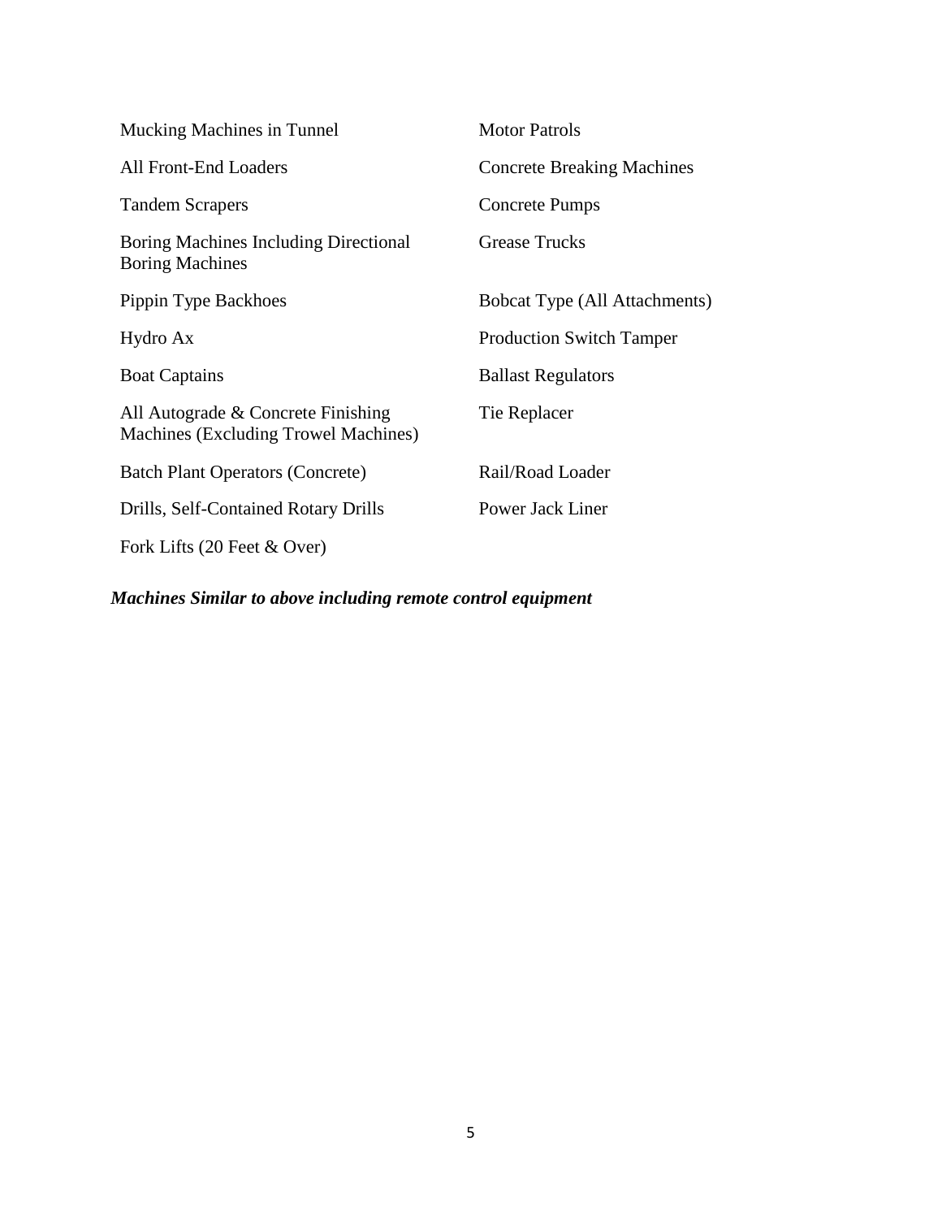Mucking Machines in Tunnel

All Front-End Loaders

Tandem Scrapers

Boring Machines Including Directional Boring Machines

Pippin Type Backhoes

Hydro Ax

Boat Captains

All Autograde & Concrete Finishing Machines (Excluding Trowel Machines)

Batch Plant Operators (Concrete)

Drills, Self-Contained Rotary Drills

Fork Lifts (20 Feet & Over)

Motor Patrols

Concrete Breaking Machines

Concrete Pumps

Grease Trucks

Bobcat Type (All Attachments)

Production Switch Tamper

Ballast Regulators

Tie Replacer

Rail/Road Loader

Power Jack Liner

***Machines Similar to above including remote control equipment***